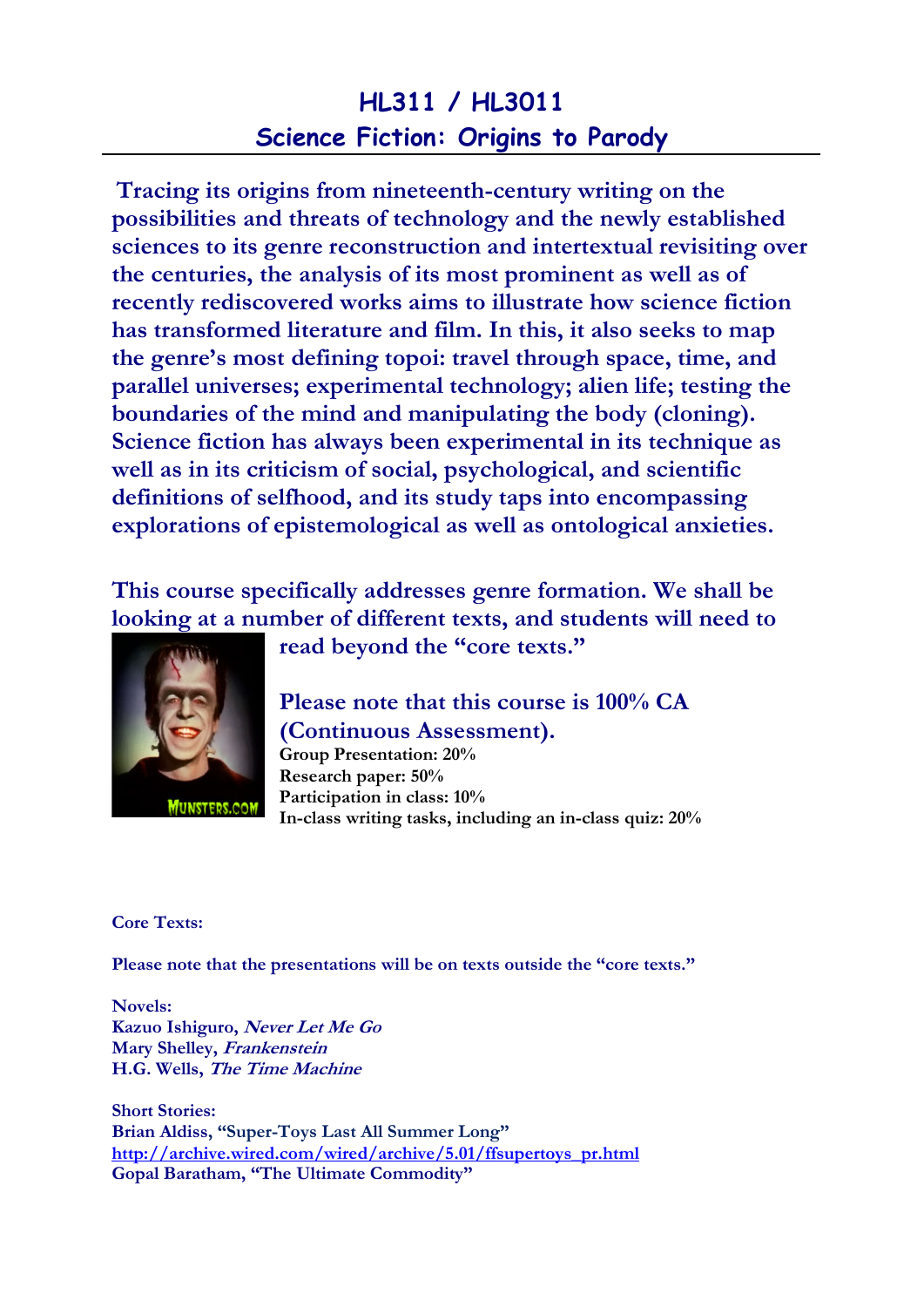# HL311 / HL3011
## Science Fiction: Origins to Parody

**Tracing its origins from nineteenth-century writing on the possibilities and threats of technology and the newly established sciences to its genre reconstruction and intertextual revisiting over the centuries, the analysis of its most prominent as well as of recently rediscovered works aims to illustrate how science fiction has transformed literature and film. In this, it also seeks to map the genre's most defining topoi: travel through space, time, and parallel universes; experimental technology; alien life; testing the boundaries of the mind and manipulating the body (cloning). Science fiction has always been experimental in its technique as well as in its criticism of social, psychological, and scientific definitions of selfhood, and its study taps into encompassing explorations of epistemological as well as ontological anxieties.**

**This course specifically addresses genre formation. We shall be looking at a number of different texts, and students will need to read beyond the "core texts."**

**Please note that this course is 100% CA (Continuous Assessment).**

**Group Presentation: 20%**
**Research paper: 50%**
**Participation in class: 10%**
**In-class writing tasks, including an in-class quiz: 20%**

**Core Texts:**

**Please note that the presentations will be on texts outside the "core texts."**

**Novels:**
**Kazuo Ishiguro, *Never Let Me Go***
**Mary Shelley, *Frankenstein***
**H.G. Wells, *The Time Machine***

**Short Stories:**
**Brian Aldiss, "Super-Toys Last All Summer Long"**
**http://archive.wired.com/wired/archive/5.01/ffsupertoys_pr.html**
**Gopal Baratham, "The Ultimate Commodity"**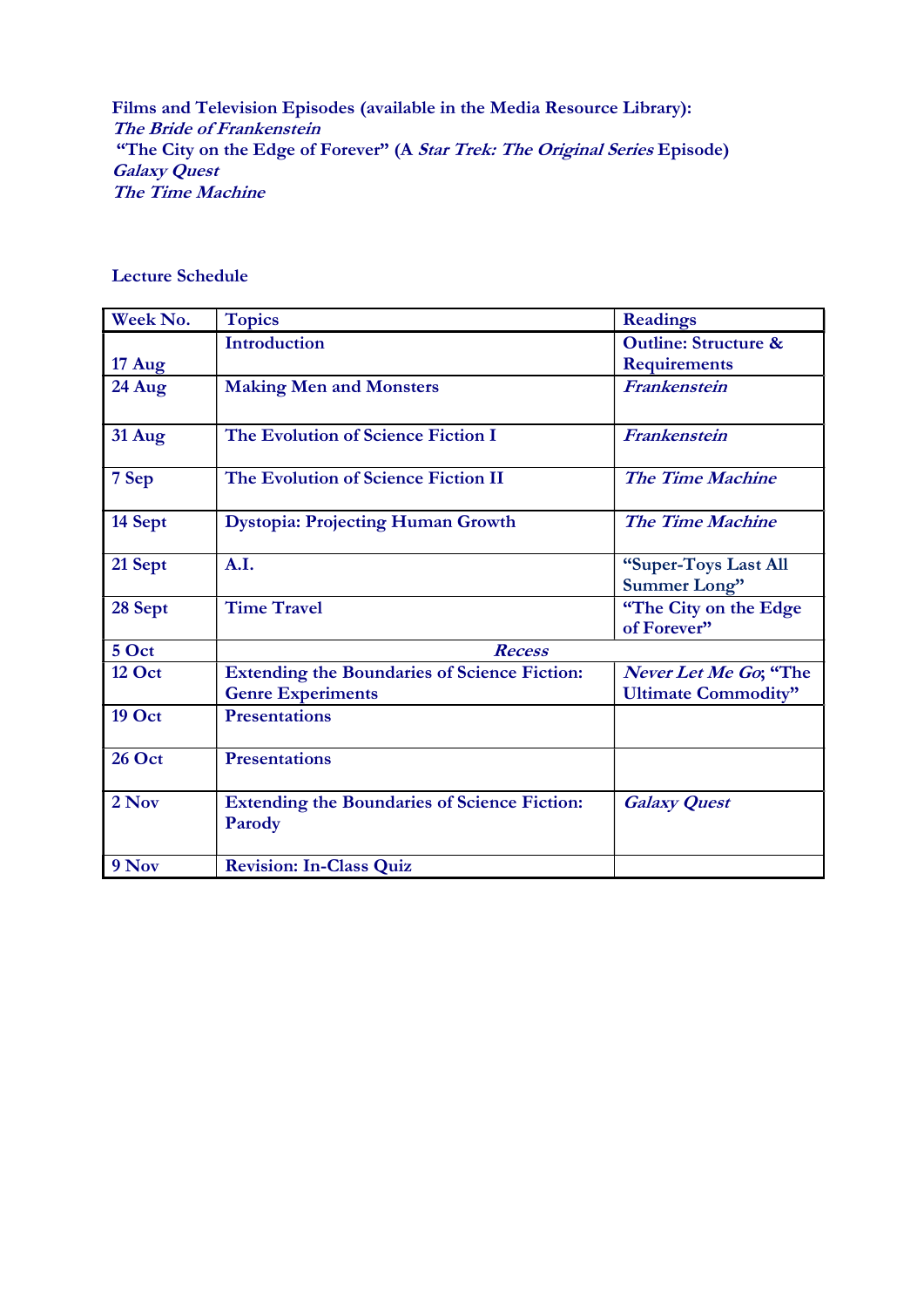**Films and Television Episodes (available in the Media Resource Library):**
***The Bride of Frankenstein***
**"The City on the Edge of Forever" (A *Star Trek: The Original Series* Episode)**
***Galaxy Quest***
***The Time Machine***

**Lecture Schedule**

| Week No. | Topics | Readings |
|---|---|---|
| 17 Aug | Introduction | Outline: Structure & Requirements |
| 24 Aug | Making Men and Monsters | *Frankenstein* |
| 31 Aug | The Evolution of Science Fiction I | *Frankenstein* |
| 7 Sep | The Evolution of Science Fiction II | *The Time Machine* |
| 14 Sept | Dystopia: Projecting Human Growth | *The Time Machine* |
| 21 Sept | A.I. | "Super-Toys Last All Summer Long" |
| 28 Sept | Time Travel | "The City on the Edge of Forever" |
| 5 Oct | *Recess* | |
| 12 Oct | Extending the Boundaries of Science Fiction: Genre Experiments | *Never Let Me Go*; "The Ultimate Commodity" |
| 19 Oct | Presentations | |
| 26 Oct | Presentations | |
| 2 Nov | Extending the Boundaries of Science Fiction: Parody | *Galaxy Quest* |
| 9 Nov | Revision: In-Class Quiz | |